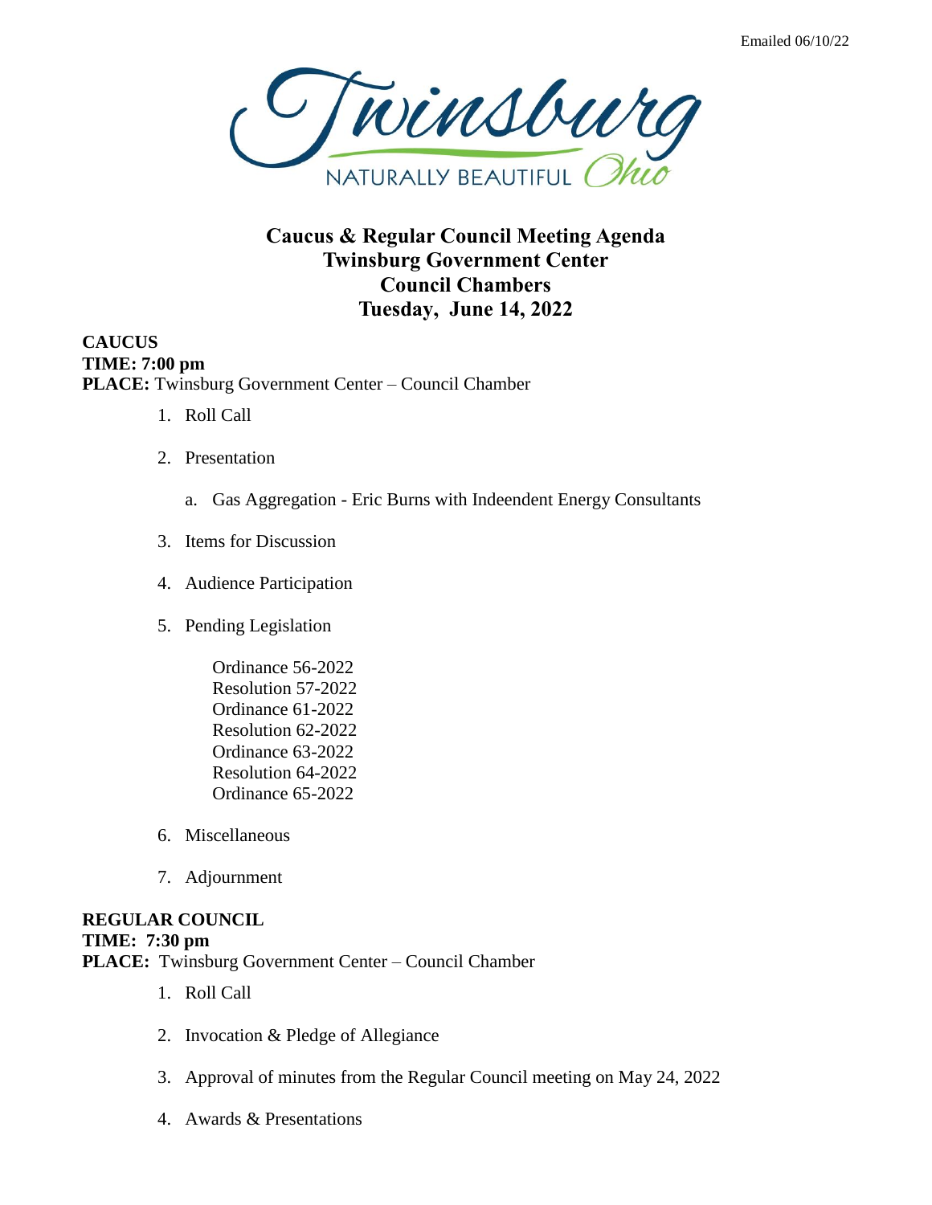Emailed 06/10/22

Twinsburg
NATURALLY BEAUTIFUL Ohio

# Caucus & Regular Council Meeting Agenda
# Twinsburg Government Center
# Council Chambers
# Tuesday, June 14, 2022

**CAUCUS**
**TIME: 7:00 pm**
**PLACE:** Twinsburg Government Center – Council Chamber

1. Roll Call
2. Presentation
   a. Gas Aggregation - Eric Burns with Indeendent Energy Consultants
3. Items for Discussion
4. Audience Participation
5. Pending Legislation

   Ordinance 56-2022
   Resolution 57-2022
   Ordinance 61-2022
   Resolution 62-2022
   Ordinance 63-2022
   Resolution 64-2022
   Ordinance 65-2022

6. Miscellaneous
7. Adjournment

**REGULAR COUNCIL**
**TIME: 7:30 pm**
**PLACE:** Twinsburg Government Center – Council Chamber

1. Roll Call
2. Invocation & Pledge of Allegiance
3. Approval of minutes from the Regular Council meeting on May 24, 2022
4. Awards & Presentations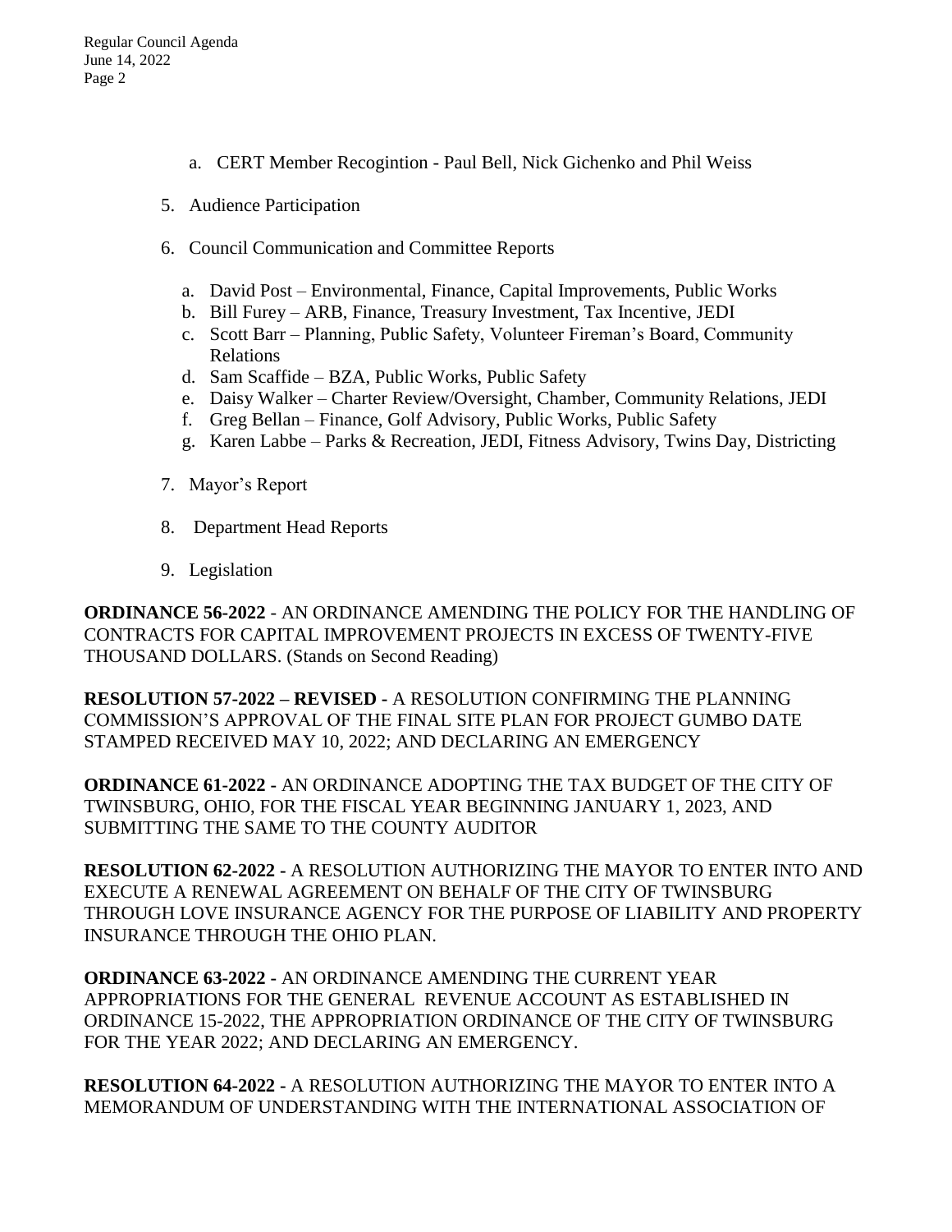a. CERT Member Recogintion - Paul Bell, Nick Gichenko and Phil Weiss

5. Audience Participation

6. Council Communication and Committee Reports

   a. David Post – Environmental, Finance, Capital Improvements, Public Works
   b. Bill Furey – ARB, Finance, Treasury Investment, Tax Incentive, JEDI
   c. Scott Barr – Planning, Public Safety, Volunteer Fireman's Board, Community Relations
   d. Sam Scaffide – BZA, Public Works, Public Safety
   e. Daisy Walker – Charter Review/Oversight, Chamber, Community Relations, JEDI
   f. Greg Bellan – Finance, Golf Advisory, Public Works, Public Safety
   g. Karen Labbe – Parks & Recreation, JEDI, Fitness Advisory, Twins Day, Districting

7. Mayor's Report

8. Department Head Reports

9. Legislation

**ORDINANCE 56-2022** - AN ORDINANCE AMENDING THE POLICY FOR THE HANDLING OF CONTRACTS FOR CAPITAL IMPROVEMENT PROJECTS IN EXCESS OF TWENTY-FIVE THOUSAND DOLLARS. (Stands on Second Reading)

**RESOLUTION 57-2022 – REVISED -** A RESOLUTION CONFIRMING THE PLANNING COMMISSION'S APPROVAL OF THE FINAL SITE PLAN FOR PROJECT GUMBO DATE STAMPED RECEIVED MAY 10, 2022; AND DECLARING AN EMERGENCY

**ORDINANCE 61-2022 -** AN ORDINANCE ADOPTING THE TAX BUDGET OF THE CITY OF TWINSBURG, OHIO, FOR THE FISCAL YEAR BEGINNING JANUARY 1, 2023, AND SUBMITTING THE SAME TO THE COUNTY AUDITOR

**RESOLUTION 62-2022 -** A RESOLUTION AUTHORIZING THE MAYOR TO ENTER INTO AND EXECUTE A RENEWAL AGREEMENT ON BEHALF OF THE CITY OF TWINSBURG THROUGH LOVE INSURANCE AGENCY FOR THE PURPOSE OF LIABILITY AND PROPERTY INSURANCE THROUGH THE OHIO PLAN.

**ORDINANCE 63-2022 -** AN ORDINANCE AMENDING THE CURRENT YEAR APPROPRIATIONS FOR THE GENERAL REVENUE ACCOUNT AS ESTABLISHED IN ORDINANCE 15-2022, THE APPROPRIATION ORDINANCE OF THE CITY OF TWINSBURG FOR THE YEAR 2022; AND DECLARING AN EMERGENCY.

**RESOLUTION 64-2022 -** A RESOLUTION AUTHORIZING THE MAYOR TO ENTER INTO A MEMORANDUM OF UNDERSTANDING WITH THE INTERNATIONAL ASSOCIATION OF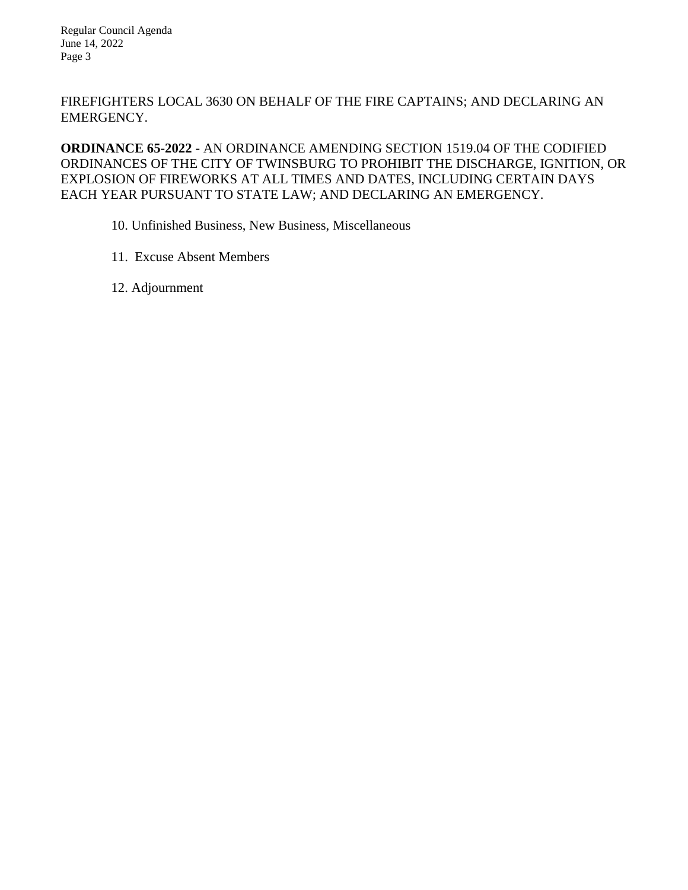FIREFIGHTERS LOCAL 3630 ON BEHALF OF THE FIRE CAPTAINS; AND DECLARING AN EMERGENCY.

**ORDINANCE 65-2022 -** AN ORDINANCE AMENDING SECTION 1519.04 OF THE CODIFIED ORDINANCES OF THE CITY OF TWINSBURG TO PROHIBIT THE DISCHARGE, IGNITION, OR EXPLOSION OF FIREWORKS AT ALL TIMES AND DATES, INCLUDING CERTAIN DAYS EACH YEAR PURSUANT TO STATE LAW; AND DECLARING AN EMERGENCY.

10. Unfinished Business, New Business, Miscellaneous

11. Excuse Absent Members

12. Adjournment